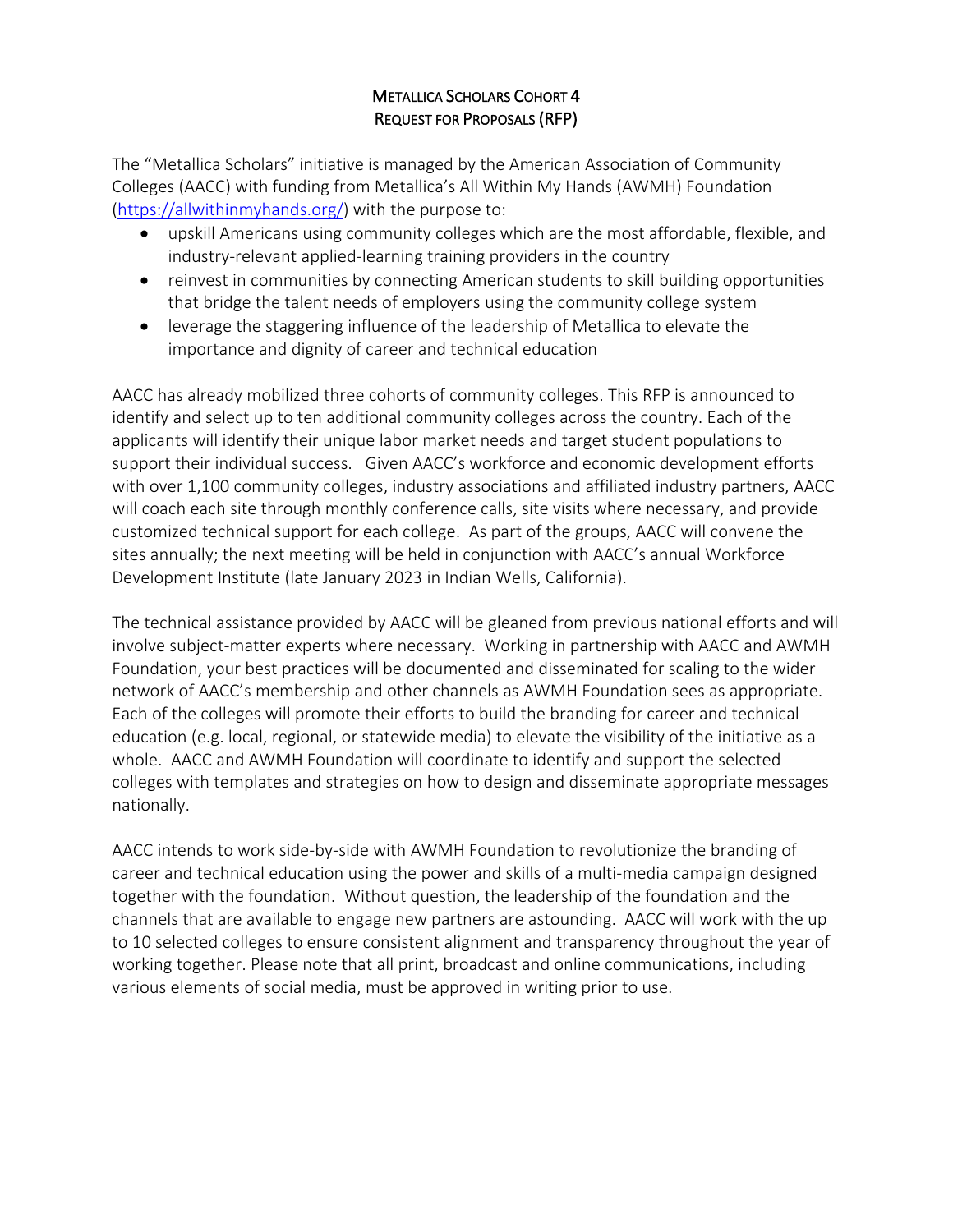# Metallica Scholars Cohort 4
# Request for Proposals (RFP)

The "Metallica Scholars" initiative is managed by the American Association of Community Colleges (AACC) with funding from Metallica's All Within My Hands (AWMH) Foundation (https://allwithinmyhands.org/) with the purpose to:

- upskill Americans using community colleges which are the most affordable, flexible, and industry-relevant applied-learning training providers in the country
- reinvest in communities by connecting American students to skill building opportunities that bridge the talent needs of employers using the community college system
- leverage the staggering influence of the leadership of Metallica to elevate the importance and dignity of career and technical education

AACC has already mobilized three cohorts of community colleges. This RFP is announced to identify and select up to ten additional community colleges across the country. Each of the applicants will identify their unique labor market needs and target student populations to support their individual success. Given AACC's workforce and economic development efforts with over 1,100 community colleges, industry associations and affiliated industry partners, AACC will coach each site through monthly conference calls, site visits where necessary, and provide customized technical support for each college. As part of the groups, AACC will convene the sites annually; the next meeting will be held in conjunction with AACC's annual Workforce Development Institute (late January 2023 in Indian Wells, California).

The technical assistance provided by AACC will be gleaned from previous national efforts and will involve subject-matter experts where necessary. Working in partnership with AACC and AWMH Foundation, your best practices will be documented and disseminated for scaling to the wider network of AACC's membership and other channels as AWMH Foundation sees as appropriate. Each of the colleges will promote their efforts to build the branding for career and technical education (e.g. local, regional, or statewide media) to elevate the visibility of the initiative as a whole. AACC and AWMH Foundation will coordinate to identify and support the selected colleges with templates and strategies on how to design and disseminate appropriate messages nationally.

AACC intends to work side-by-side with AWMH Foundation to revolutionize the branding of career and technical education using the power and skills of a multi-media campaign designed together with the foundation. Without question, the leadership of the foundation and the channels that are available to engage new partners are astounding. AACC will work with the up to 10 selected colleges to ensure consistent alignment and transparency throughout the year of working together. Please note that all print, broadcast and online communications, including various elements of social media, must be approved in writing prior to use.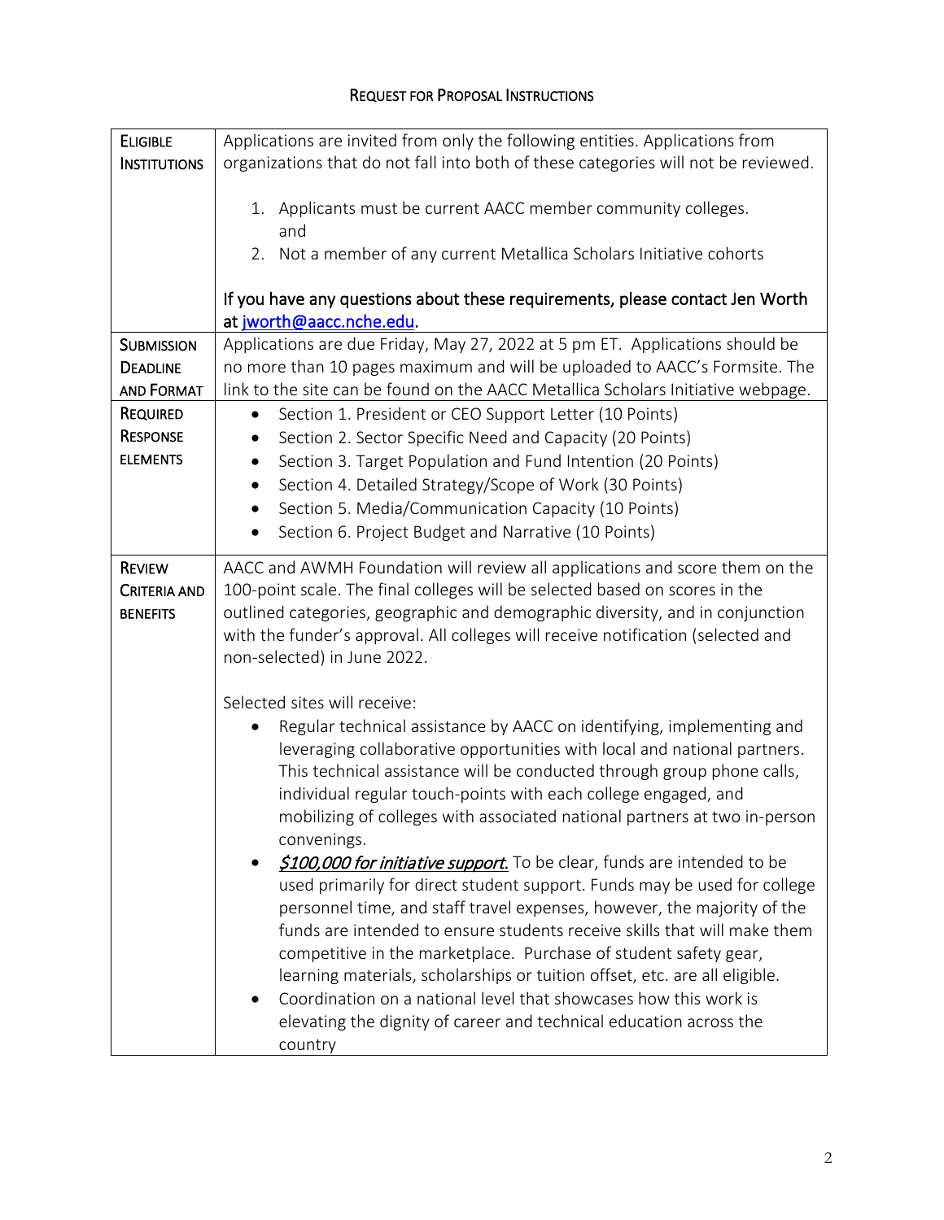## Request for Proposal Instructions

| | |
|---|---|
| **Eligible Institutions** | Applications are invited from only the following entities. Applications from organizations that do not fall into both of these categories will not be reviewed.<br><br>1. Applicants must be current AACC member community colleges. and<br>2. Not a member of any current Metallica Scholars Initiative cohorts<br><br>If you have any questions about these requirements, please contact Jen Worth at [jworth@aacc.nche.edu](mailto:jworth@aacc.nche.edu). |
| **Submission Deadline and Format** | Applications are due Friday, May 27, 2022 at 5 pm ET. Applications should be no more than 10 pages maximum and will be uploaded to AACC's Formsite. The link to the site can be found on the AACC Metallica Scholars Initiative webpage. |
| **Required Response Elements** | • Section 1. President or CEO Support Letter (10 Points)<br>• Section 2. Sector Specific Need and Capacity (20 Points)<br>• Section 3. Target Population and Fund Intention (20 Points)<br>• Section 4. Detailed Strategy/Scope of Work (30 Points)<br>• Section 5. Media/Communication Capacity (10 Points)<br>• Section 6. Project Budget and Narrative (10 Points) |
| **Review Criteria and Benefits** | AACC and AWMH Foundation will review all applications and score them on the 100-point scale. The final colleges will be selected based on scores in the outlined categories, geographic and demographic diversity, and in conjunction with the funder's approval. All colleges will receive notification (selected and non-selected) in June 2022.<br><br>Selected sites will receive:<br>• Regular technical assistance by AACC on identifying, implementing and leveraging collaborative opportunities with local and national partners. This technical assistance will be conducted through group phone calls, individual regular touch-points with each college engaged, and mobilizing of colleges with associated national partners at two in-person convenings.<br>• ***$100,000 for initiative support.*** To be clear, funds are intended to be used primarily for direct student support. Funds may be used for college personnel time, and staff travel expenses, however, the majority of the funds are intended to ensure students receive skills that will make them competitive in the marketplace. Purchase of student safety gear, learning materials, scholarships or tuition offset, etc. are all eligible.<br>• Coordination on a national level that showcases how this work is elevating the dignity of career and technical education across the country |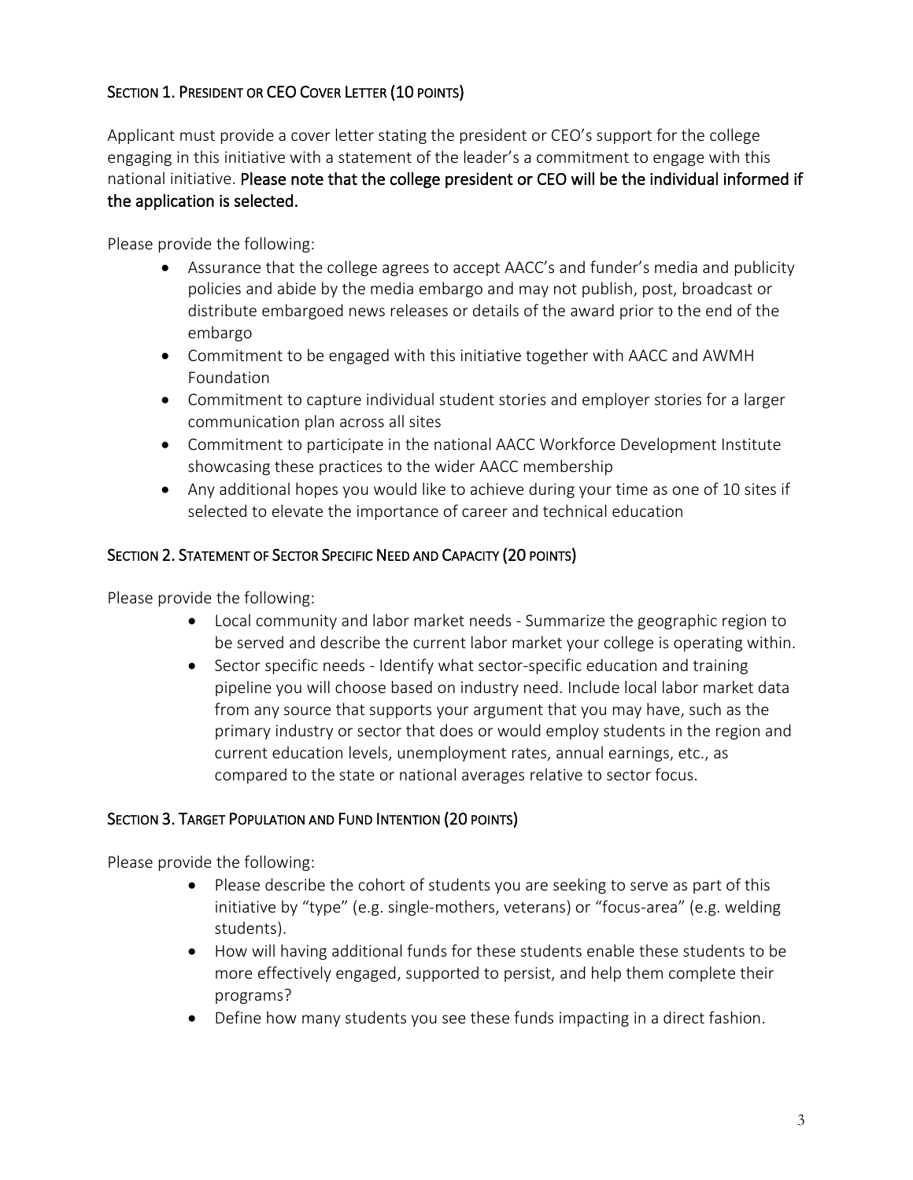## Section 1. President or CEO Cover Letter (10 points)

Applicant must provide a cover letter stating the president or CEO's support for the college engaging in this initiative with a statement of the leader's a commitment to engage with this national initiative. **Please note that the college president or CEO will be the individual informed if the application is selected.**

Please provide the following:

- Assurance that the college agrees to accept AACC's and funder's media and publicity policies and abide by the media embargo and may not publish, post, broadcast or distribute embargoed news releases or details of the award prior to the end of the embargo
- Commitment to be engaged with this initiative together with AACC and AWMH Foundation
- Commitment to capture individual student stories and employer stories for a larger communication plan across all sites
- Commitment to participate in the national AACC Workforce Development Institute showcasing these practices to the wider AACC membership
- Any additional hopes you would like to achieve during your time as one of 10 sites if selected to elevate the importance of career and technical education

## Section 2. Statement of Sector Specific Need and Capacity (20 points)

Please provide the following:

- Local community and labor market needs - Summarize the geographic region to be served and describe the current labor market your college is operating within.
- Sector specific needs - Identify what sector-specific education and training pipeline you will choose based on industry need. Include local labor market data from any source that supports your argument that you may have, such as the primary industry or sector that does or would employ students in the region and current education levels, unemployment rates, annual earnings, etc., as compared to the state or national averages relative to sector focus.

## Section 3. Target Population and Fund Intention (20 points)

Please provide the following:

- Please describe the cohort of students you are seeking to serve as part of this initiative by "type" (e.g. single-mothers, veterans) or "focus-area" (e.g. welding students).
- How will having additional funds for these students enable these students to be more effectively engaged, supported to persist, and help them complete their programs?
- Define how many students you see these funds impacting in a direct fashion.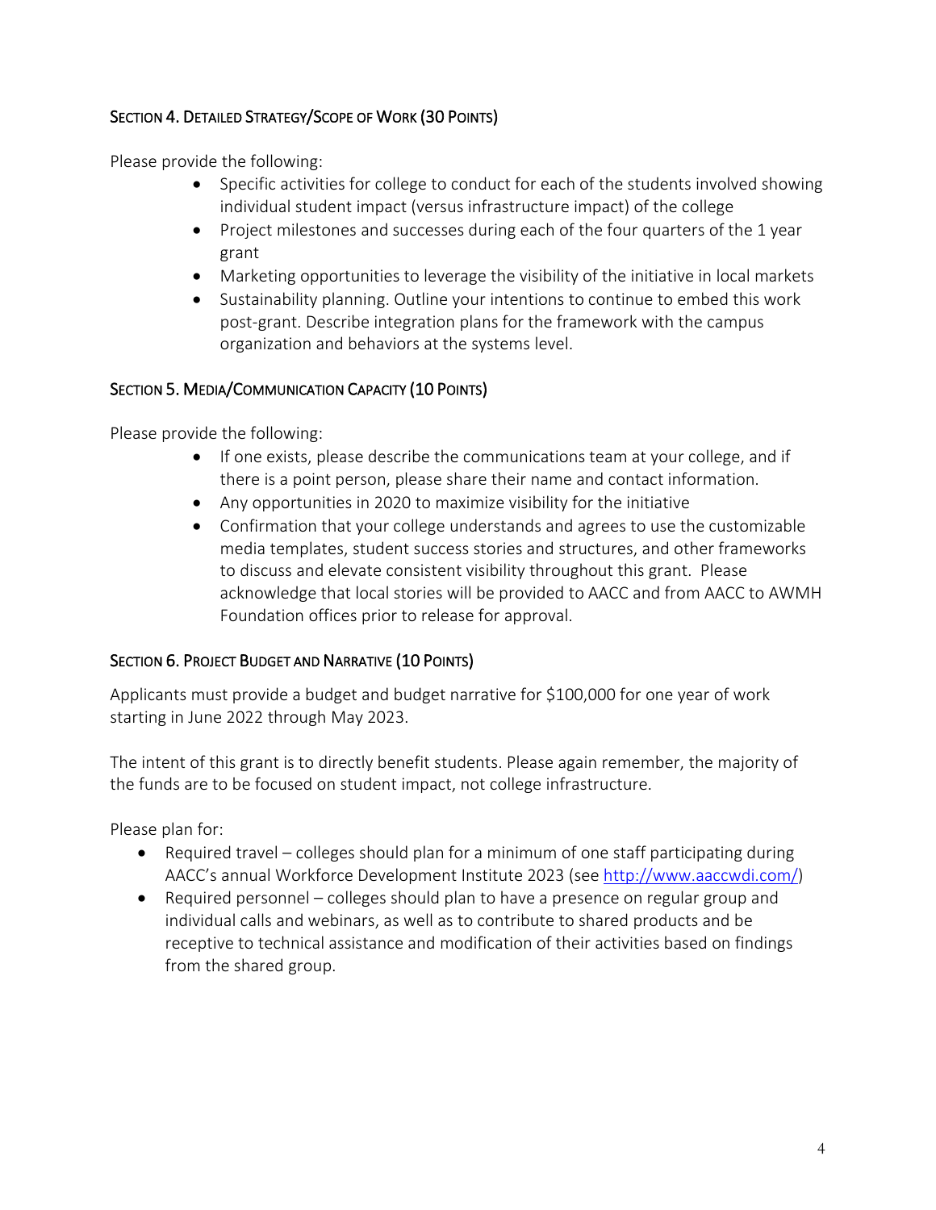## Section 4. Detailed Strategy/Scope of Work (30 Points)

Please provide the following:

- Specific activities for college to conduct for each of the students involved showing individual student impact (versus infrastructure impact) of the college
- Project milestones and successes during each of the four quarters of the 1 year grant
- Marketing opportunities to leverage the visibility of the initiative in local markets
- Sustainability planning. Outline your intentions to continue to embed this work post-grant. Describe integration plans for the framework with the campus organization and behaviors at the systems level.

## Section 5. Media/Communication Capacity (10 Points)

Please provide the following:

- If one exists, please describe the communications team at your college, and if there is a point person, please share their name and contact information.
- Any opportunities in 2020 to maximize visibility for the initiative
- Confirmation that your college understands and agrees to use the customizable media templates, student success stories and structures, and other frameworks to discuss and elevate consistent visibility throughout this grant. Please acknowledge that local stories will be provided to AACC and from AACC to AWMH Foundation offices prior to release for approval.

## Section 6. Project Budget and Narrative (10 Points)

Applicants must provide a budget and budget narrative for $100,000 for one year of work starting in June 2022 through May 2023.

The intent of this grant is to directly benefit students. Please again remember, the majority of the funds are to be focused on student impact, not college infrastructure.

Please plan for:

- Required travel – colleges should plan for a minimum of one staff participating during AACC's annual Workforce Development Institute 2023 (see [http://www.aaccwdi.com/](http://www.aaccwdi.com/))
- Required personnel – colleges should plan to have a presence on regular group and individual calls and webinars, as well as to contribute to shared products and be receptive to technical assistance and modification of their activities based on findings from the shared group.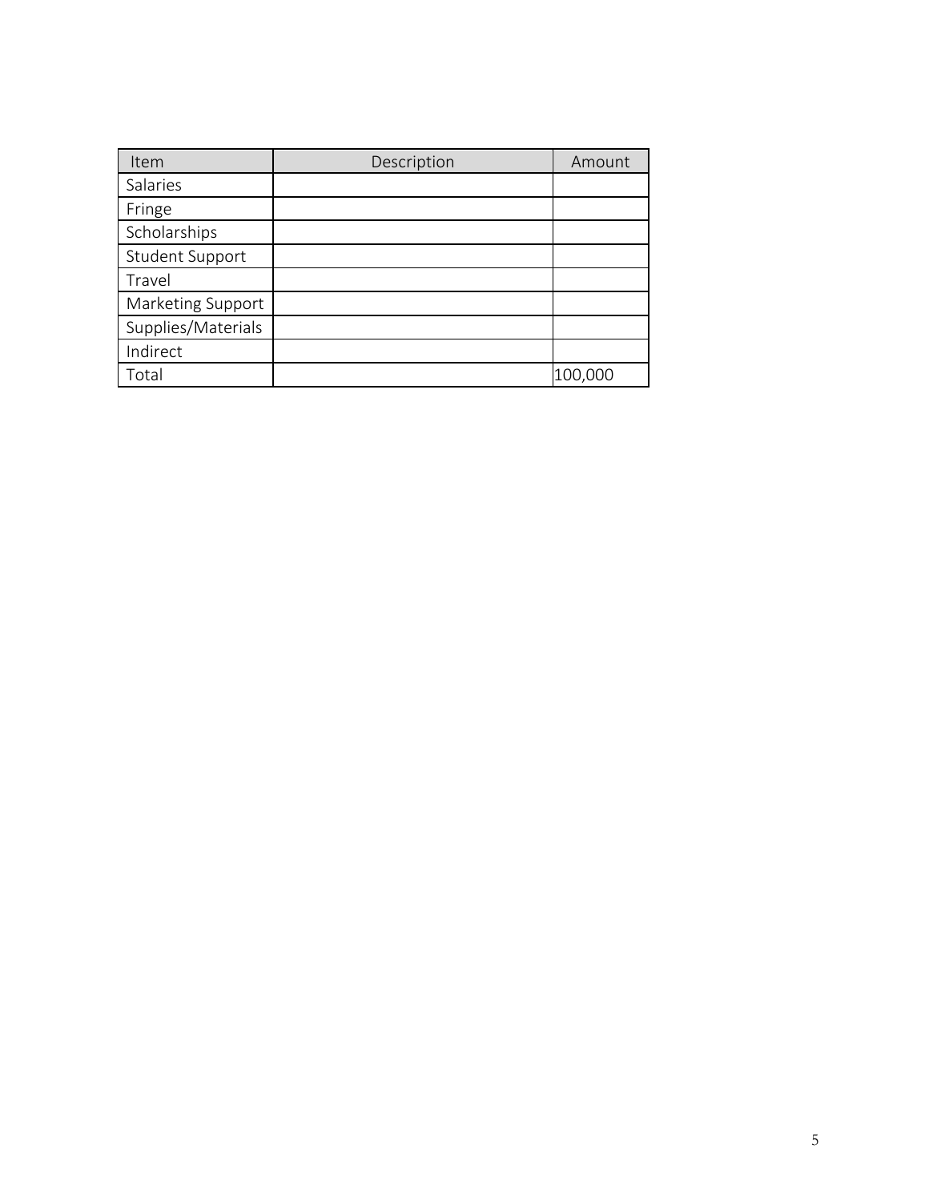| Item | Description | Amount |
| --- | --- | --- |
| Salaries | | |
| Fringe | | |
| Scholarships | | |
| Student Support | | |
| Travel | | |
| Marketing Support | | |
| Supplies/Materials | | |
| Indirect | | |
| Total | | 100,000 |